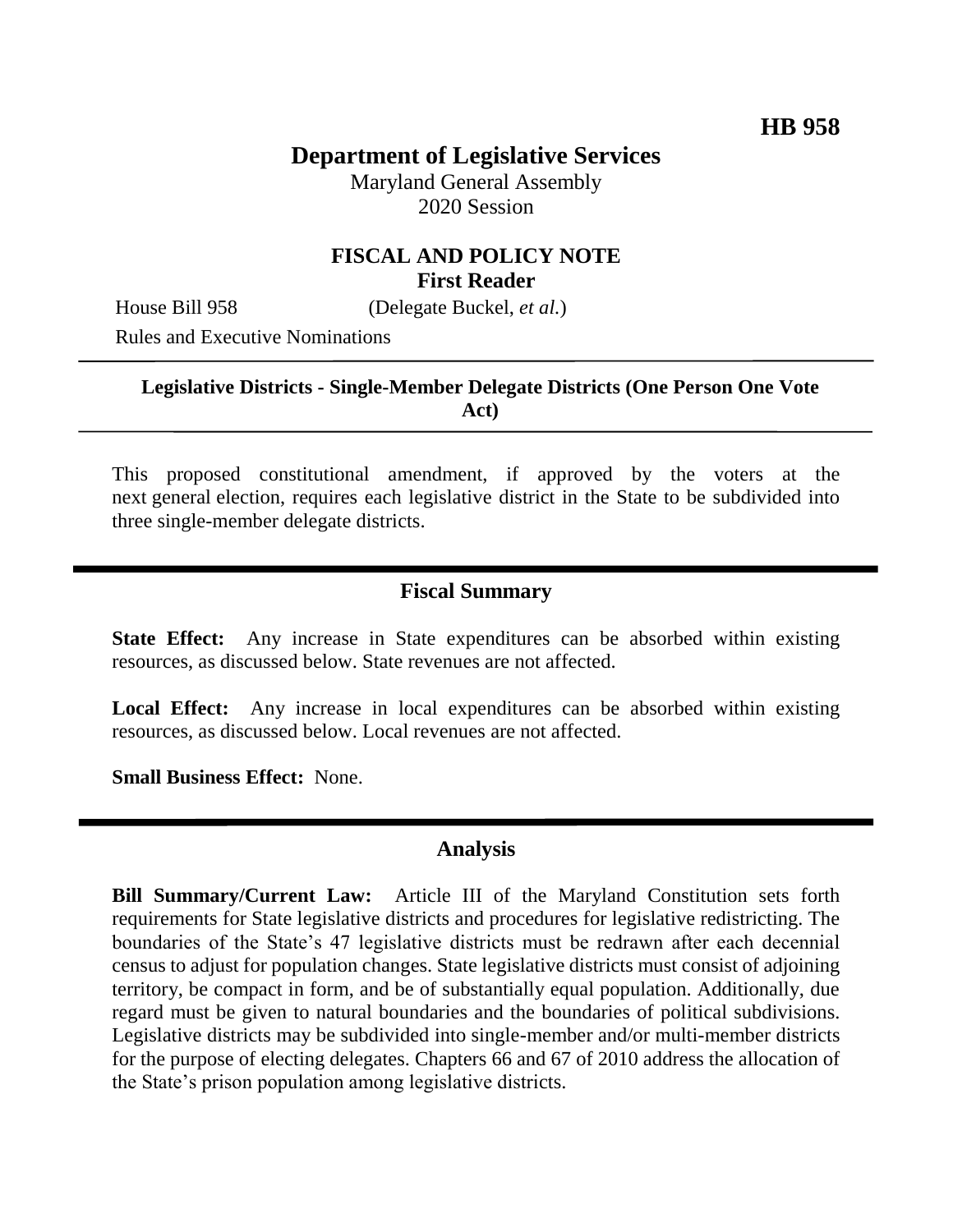**HB 958**

# Department of Legislative Services

Maryland General Assembly
2020 Session

## FISCAL AND POLICY NOTE
**First Reader**

House Bill 958 (Delegate Buckel, *et al.*)
Rules and Executive Nominations

---

**Legislative Districts - Single-Member Delegate Districts (One Person One Vote Act)**

---

This proposed constitutional amendment, if approved by the voters at the next general election, requires each legislative district in the State to be subdivided into three single-member delegate districts.

---

## Fiscal Summary

**State Effect:** Any increase in State expenditures can be absorbed within existing resources, as discussed below. State revenues are not affected.

**Local Effect:** Any increase in local expenditures can be absorbed within existing resources, as discussed below. Local revenues are not affected.

**Small Business Effect:** None.

---

## Analysis

**Bill Summary/Current Law:** Article III of the Maryland Constitution sets forth requirements for State legislative districts and procedures for legislative redistricting. The boundaries of the State's 47 legislative districts must be redrawn after each decennial census to adjust for population changes. State legislative districts must consist of adjoining territory, be compact in form, and be of substantially equal population. Additionally, due regard must be given to natural boundaries and the boundaries of political subdivisions. Legislative districts may be subdivided into single-member and/or multi-member districts for the purpose of electing delegates. Chapters 66 and 67 of 2010 address the allocation of the State's prison population among legislative districts.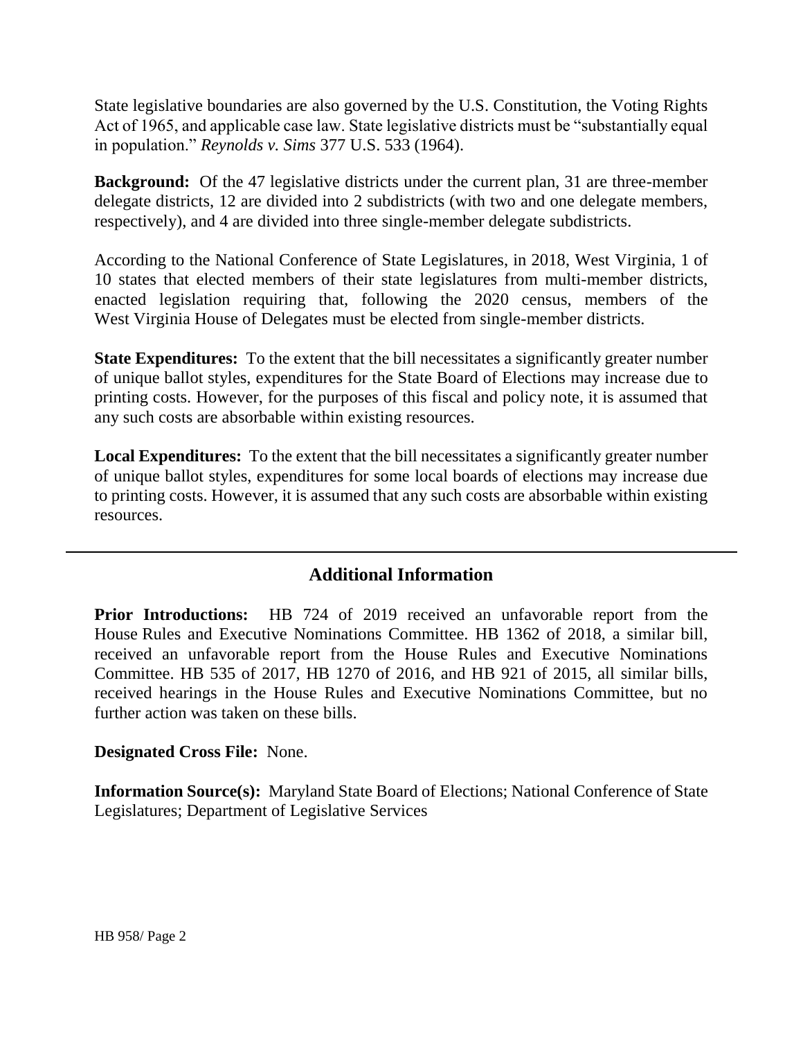State legislative boundaries are also governed by the U.S. Constitution, the Voting Rights Act of 1965, and applicable case law. State legislative districts must be "substantially equal in population." *Reynolds v. Sims* 377 U.S. 533 (1964).

**Background:** Of the 47 legislative districts under the current plan, 31 are three-member delegate districts, 12 are divided into 2 subdistricts (with two and one delegate members, respectively), and 4 are divided into three single-member delegate subdistricts.

According to the National Conference of State Legislatures, in 2018, West Virginia, 1 of 10 states that elected members of their state legislatures from multi-member districts, enacted legislation requiring that, following the 2020 census, members of the West Virginia House of Delegates must be elected from single-member districts.

**State Expenditures:** To the extent that the bill necessitates a significantly greater number of unique ballot styles, expenditures for the State Board of Elections may increase due to printing costs. However, for the purposes of this fiscal and policy note, it is assumed that any such costs are absorbable within existing resources.

**Local Expenditures:** To the extent that the bill necessitates a significantly greater number of unique ballot styles, expenditures for some local boards of elections may increase due to printing costs. However, it is assumed that any such costs are absorbable within existing resources.

---

## Additional Information

**Prior Introductions:** HB 724 of 2019 received an unfavorable report from the House Rules and Executive Nominations Committee. HB 1362 of 2018, a similar bill, received an unfavorable report from the House Rules and Executive Nominations Committee. HB 535 of 2017, HB 1270 of 2016, and HB 921 of 2015, all similar bills, received hearings in the House Rules and Executive Nominations Committee, but no further action was taken on these bills.

**Designated Cross File:** None.

**Information Source(s):** Maryland State Board of Elections; National Conference of State Legislatures; Department of Legislative Services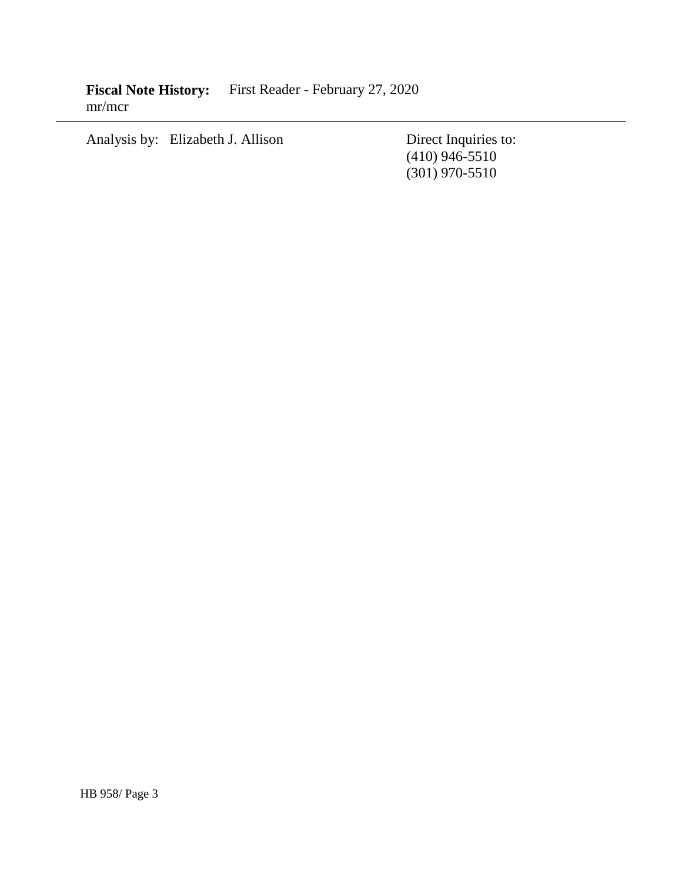**Fiscal Note History:** First Reader - February 27, 2020
mr/mcr

---

Analysis by: Elizabeth J. Allison

Direct Inquiries to:
(410) 946-5510
(301) 970-5510